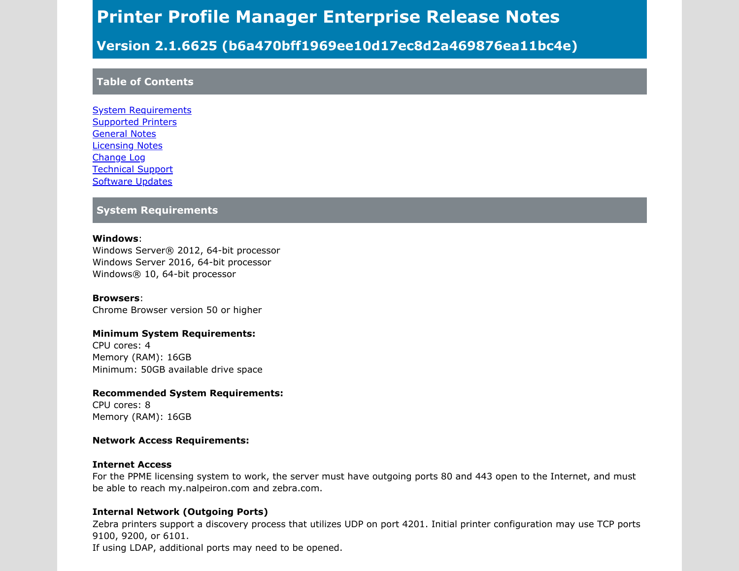# Printer Profile Manager Enterprise Release Notes

## Version 2.1.6625 (b6a470bff1969ee10d17ec8d2a469876ea11bc4e)

## Table of Contents

[System Requirements](#system-requirements)
[Supported Printers](#supported-printers)
[General Notes](#general-notes)
[Licensing Notes](#licensing-notes)
[Change Log](#change-log)
[Technical Support](#technical-support)
[Software Updates](#software-updates)

## System Requirements

**Windows**:
Windows Server® 2012, 64-bit processor
Windows Server 2016, 64-bit processor
Windows® 10, 64-bit processor

**Browsers**:
Chrome Browser version 50 or higher

**Minimum System Requirements:**
CPU cores: 4
Memory (RAM): 16GB
Minimum: 50GB available drive space

**Recommended System Requirements:**
CPU cores: 8
Memory (RAM): 16GB

**Network Access Requirements:**

**Internet Access**
For the PPME licensing system to work, the server must have outgoing ports 80 and 443 open to the Internet, and must be able to reach my.nalpeiron.com and zebra.com.

**Internal Network (Outgoing Ports)**
Zebra printers support a discovery process that utilizes UDP on port 4201. Initial printer configuration may use TCP ports 9100, 9200, or 6101.
If using LDAP, additional ports may need to be opened.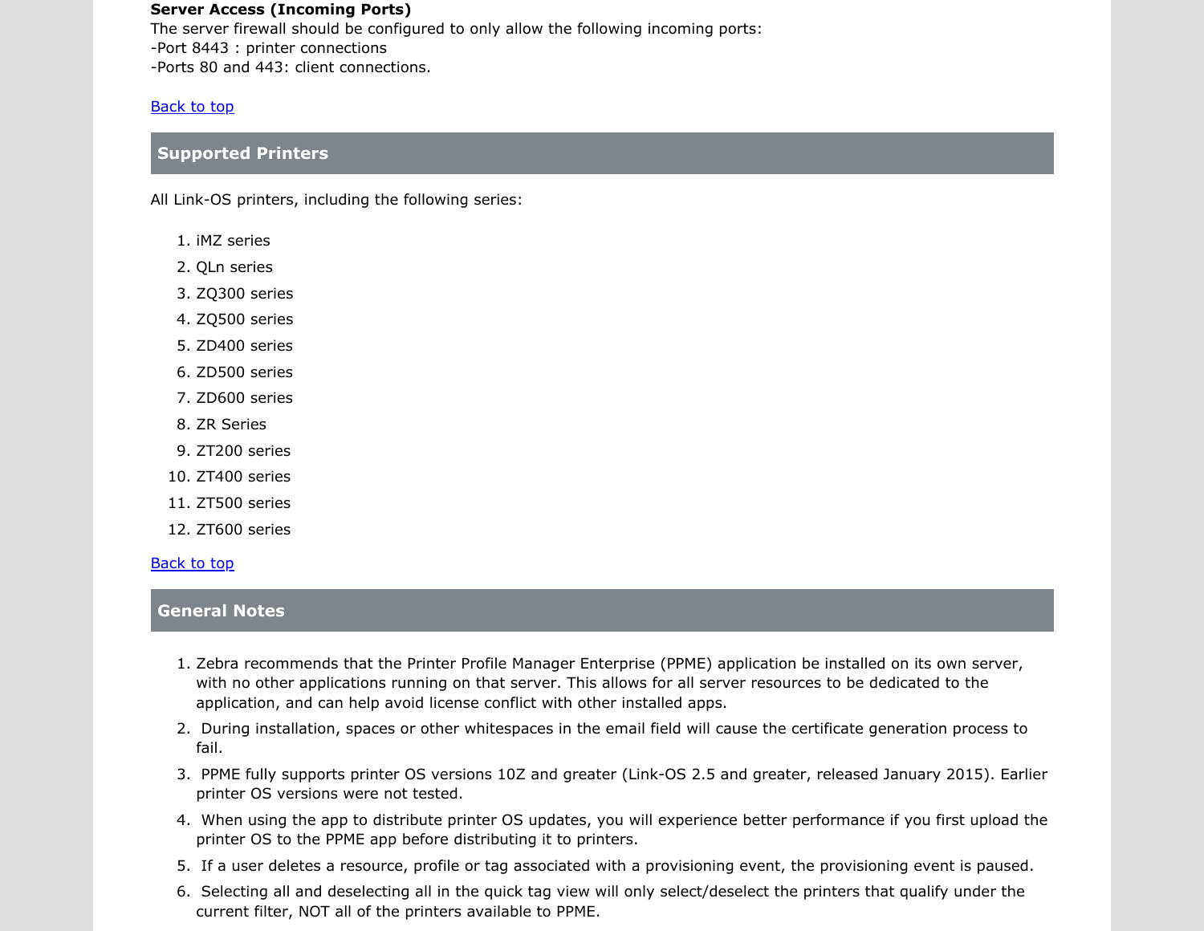**Server Access (Incoming Ports)**

The server firewall should be configured to only allow the following incoming ports:
-Port 8443 : printer connections
-Ports 80 and 443: client connections.

Back to top

## Supported Printers

All Link-OS printers, including the following series:

1. iMZ series
2. QLn series
3. ZQ300 series
4. ZQ500 series
5. ZD400 series
6. ZD500 series
7. ZD600 series
8. ZR Series
9. ZT200 series
10. ZT400 series
11. ZT500 series
12. ZT600 series

Back to top

## General Notes

1. Zebra recommends that the Printer Profile Manager Enterprise (PPME) application be installed on its own server, with no other applications running on that server. This allows for all server resources to be dedicated to the application, and can help avoid license conflict with other installed apps.
2. During installation, spaces or other whitespaces in the email field will cause the certificate generation process to fail.
3. PPME fully supports printer OS versions 10Z and greater (Link-OS 2.5 and greater, released January 2015). Earlier printer OS versions were not tested.
4. When using the app to distribute printer OS updates, you will experience better performance if you first upload the printer OS to the PPME app before distributing it to printers.
5. If a user deletes a resource, profile or tag associated with a provisioning event, the provisioning event is paused.
6. Selecting all and deselecting all in the quick tag view will only select/deselect the printers that qualify under the current filter, NOT all of the printers available to PPME.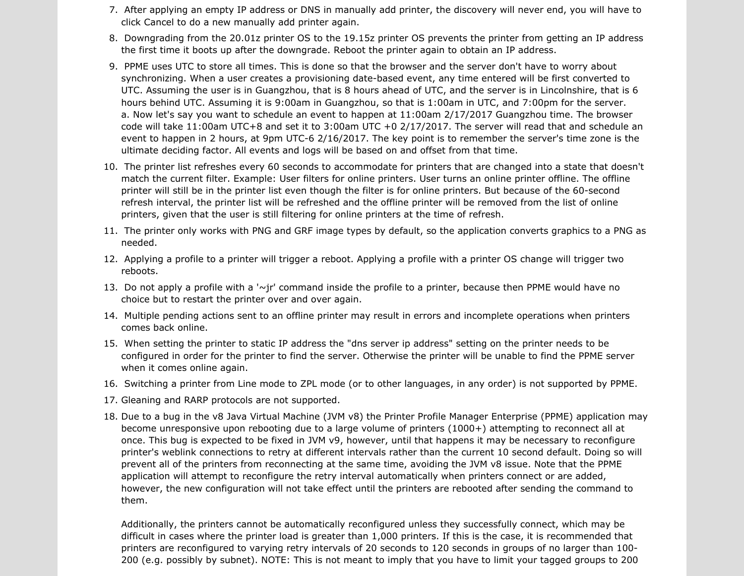7. After applying an empty IP address or DNS in manually add printer, the discovery will never end, you will have to click Cancel to do a new manually add printer again.
8. Downgrading from the 20.01z printer OS to the 19.15z printer OS prevents the printer from getting an IP address the first time it boots up after the downgrade. Reboot the printer again to obtain an IP address.
9. PPME uses UTC to store all times. This is done so that the browser and the server don't have to worry about synchronizing. When a user creates a provisioning date-based event, any time entered will be first converted to UTC. Assuming the user is in Guangzhou, that is 8 hours ahead of UTC, and the server is in Lincolnshire, that is 6 hours behind UTC. Assuming it is 9:00am in Guangzhou, so that is 1:00am in UTC, and 7:00pm for the server.
   a. Now let's say you want to schedule an event to happen at 11:00am 2/17/2017 Guangzhou time. The browser code will take 11:00am UTC+8 and set it to 3:00am UTC +0 2/17/2017. The server will read that and schedule an event to happen in 2 hours, at 9pm UTC-6 2/16/2017. The key point is to remember the server's time zone is the ultimate deciding factor. All events and logs will be based on and offset from that time.
10. The printer list refreshes every 60 seconds to accommodate for printers that are changed into a state that doesn't match the current filter. Example: User filters for online printers. User turns an online printer offline. The offline printer will still be in the printer list even though the filter is for online printers. But because of the 60-second refresh interval, the printer list will be refreshed and the offline printer will be removed from the list of online printers, given that the user is still filtering for online printers at the time of refresh.
11. The printer only works with PNG and GRF image types by default, so the application converts graphics to a PNG as needed.
12. Applying a profile to a printer will trigger a reboot. Applying a profile with a printer OS change will trigger two reboots.
13. Do not apply a profile with a '~jr' command inside the profile to a printer, because then PPME would have no choice but to restart the printer over and over again.
14. Multiple pending actions sent to an offline printer may result in errors and incomplete operations when printers comes back online.
15. When setting the printer to static IP address the "dns server ip address" setting on the printer needs to be configured in order for the printer to find the server. Otherwise the printer will be unable to find the PPME server when it comes online again.
16. Switching a printer from Line mode to ZPL mode (or to other languages, in any order) is not supported by PPME.
17. Gleaning and RARP protocols are not supported.
18. Due to a bug in the v8 Java Virtual Machine (JVM v8) the Printer Profile Manager Enterprise (PPME) application may become unresponsive upon rebooting due to a large volume of printers (1000+) attempting to reconnect all at once. This bug is expected to be fixed in JVM v9, however, until that happens it may be necessary to reconfigure printer's weblink connections to retry at different intervals rather than the current 10 second default. Doing so will prevent all of the printers from reconnecting at the same time, avoiding the JVM v8 issue. Note that the PPME application will attempt to reconfigure the retry interval automatically when printers connect or are added, however, the new configuration will not take effect until the printers are rebooted after sending the command to them.

    Additionally, the printers cannot be automatically reconfigured unless they successfully connect, which may be difficult in cases where the printer load is greater than 1,000 printers. If this is the case, it is recommended that printers are reconfigured to varying retry intervals of 20 seconds to 120 seconds in groups of no larger than 100-200 (e.g. possibly by subnet). NOTE: This is not meant to imply that you have to limit your tagged groups to 200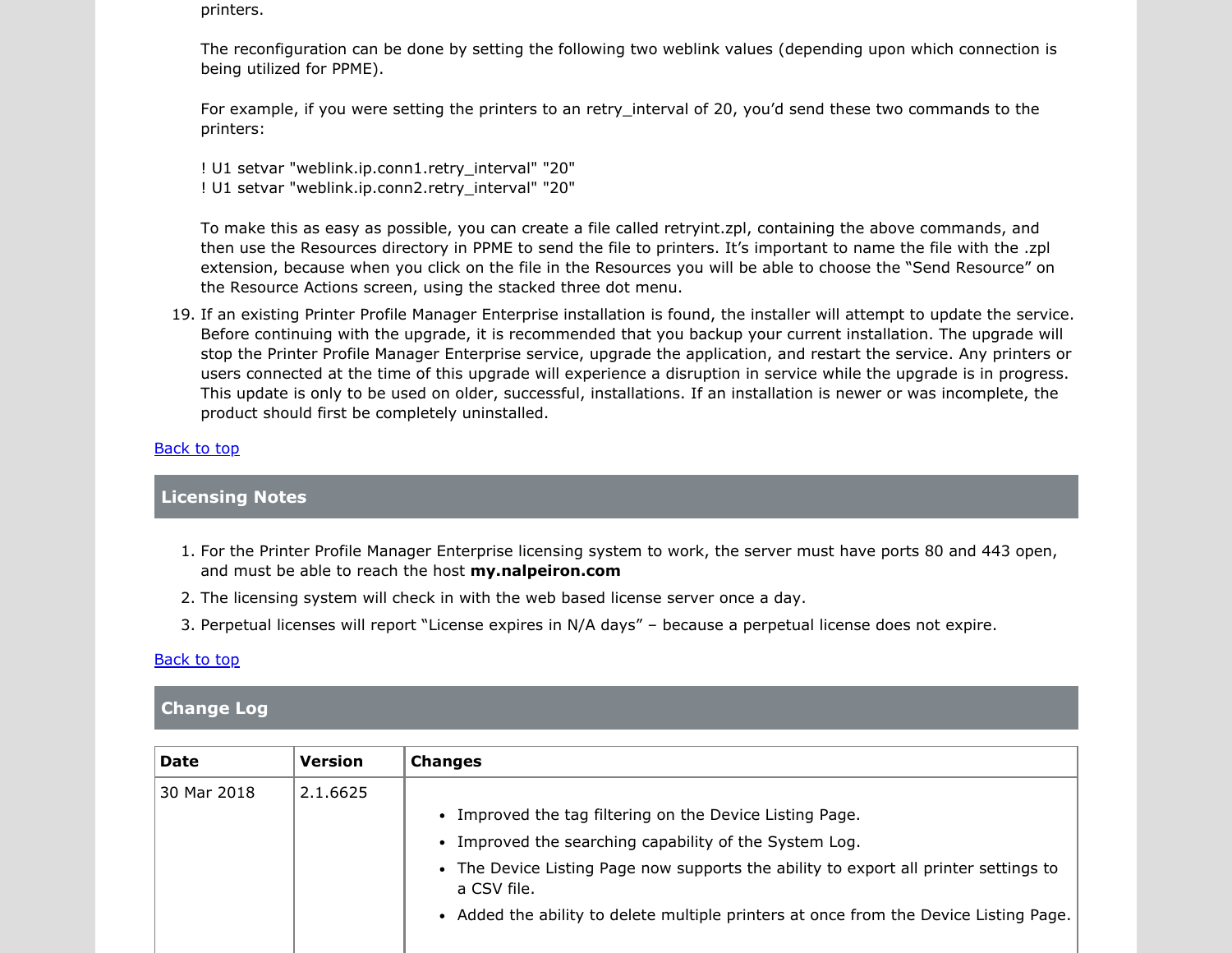printers.

The reconfiguration can be done by setting the following two weblink values (depending upon which connection is being utilized for PPME).

For example, if you were setting the printers to an retry_interval of 20, you'd send these two commands to the printers:

```
! U1 setvar "weblink.ip.conn1.retry_interval" "20"
! U1 setvar "weblink.ip.conn2.retry_interval" "20"
```

To make this as easy as possible, you can create a file called retryint.zpl, containing the above commands, and then use the Resources directory in PPME to send the file to printers. It's important to name the file with the .zpl extension, because when you click on the file in the Resources you will be able to choose the "Send Resource" on the Resource Actions screen, using the stacked three dot menu.

19. If an existing Printer Profile Manager Enterprise installation is found, the installer will attempt to update the service. Before continuing with the upgrade, it is recommended that you backup your current installation. The upgrade will stop the Printer Profile Manager Enterprise service, upgrade the application, and restart the service. Any printers or users connected at the time of this upgrade will experience a disruption in service while the upgrade is in progress. This update is only to be used on older, successful, installations. If an installation is newer or was incomplete, the product should first be completely uninstalled.

Back to top

## Licensing Notes

1. For the Printer Profile Manager Enterprise licensing system to work, the server must have ports 80 and 443 open, and must be able to reach the host **my.nalpeiron.com**
2. The licensing system will check in with the web based license server once a day.
3. Perpetual licenses will report "License expires in N/A days" – because a perpetual license does not expire.

Back to top

## Change Log

| Date | Version | Changes |
| --- | --- | --- |
| 30 Mar 2018 | 2.1.6625 | • Improved the tag filtering on the Device Listing Page.<br>• Improved the searching capability of the System Log.<br>• The Device Listing Page now supports the ability to export all printer settings to a CSV file.<br>• Added the ability to delete multiple printers at once from the Device Listing Page. |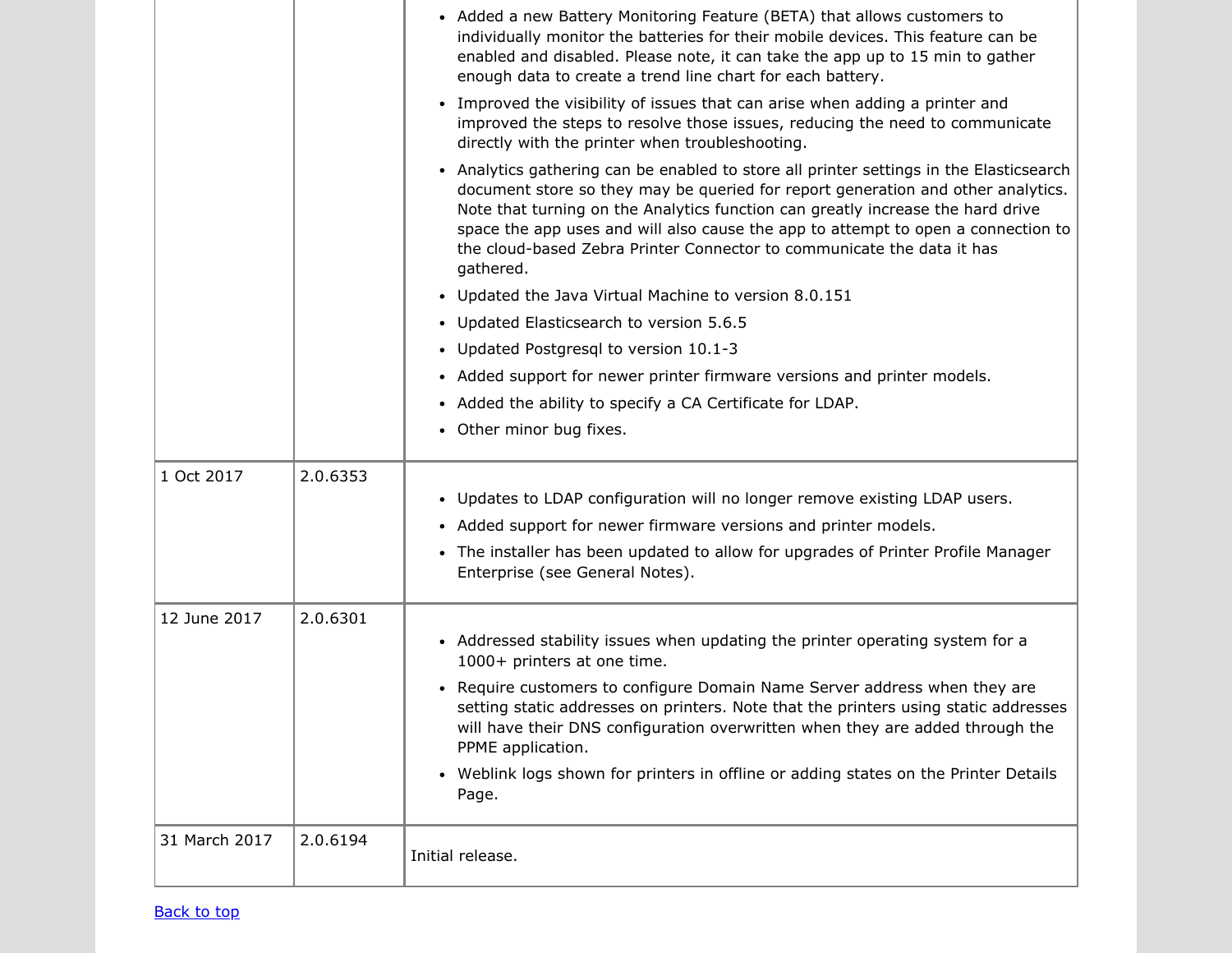| | | |
|---|---|---|
| | | • Added a new Battery Monitoring Feature (BETA) that allows customers to individually monitor the batteries for their mobile devices. This feature can be enabled and disabled. Please note, it can take the app up to 15 min to gather enough data to create a trend line chart for each battery.<br>• Improved the visibility of issues that can arise when adding a printer and improved the steps to resolve those issues, reducing the need to communicate directly with the printer when troubleshooting.<br>• Analytics gathering can be enabled to store all printer settings in the Elasticsearch document store so they may be queried for report generation and other analytics. Note that turning on the Analytics function can greatly increase the hard drive space the app uses and will also cause the app to attempt to open a connection to the cloud-based Zebra Printer Connector to communicate the data it has gathered.<br>• Updated the Java Virtual Machine to version 8.0.151<br>• Updated Elasticsearch to version 5.6.5<br>• Updated Postgresql to version 10.1-3<br>• Added support for newer printer firmware versions and printer models.<br>• Added the ability to specify a CA Certificate for LDAP.<br>• Other minor bug fixes. |
| 1 Oct 2017 | 2.0.6353 | • Updates to LDAP configuration will no longer remove existing LDAP users.<br>• Added support for newer firmware versions and printer models.<br>• The installer has been updated to allow for upgrades of Printer Profile Manager Enterprise (see General Notes). |
| 12 June 2017 | 2.0.6301 | • Addressed stability issues when updating the printer operating system for a 1000+ printers at one time.<br>• Require customers to configure Domain Name Server address when they are setting static addresses on printers. Note that the printers using static addresses will have their DNS configuration overwritten when they are added through the PPME application.<br>• Weblink logs shown for printers in offline or adding states on the Printer Details Page. |
| 31 March 2017 | 2.0.6194 | Initial release. |

Back to top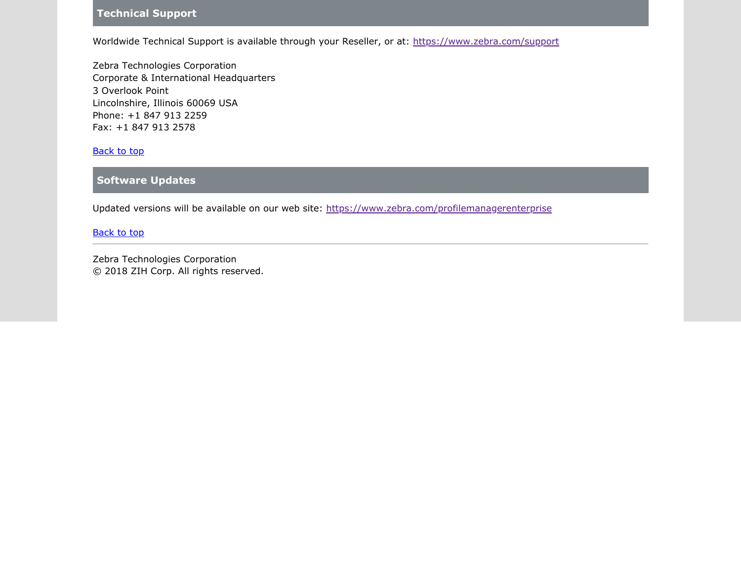## Technical Support

Worldwide Technical Support is available through your Reseller, or at: https://www.zebra.com/support

Zebra Technologies Corporation
Corporate & International Headquarters
3 Overlook Point
Lincolnshire, Illinois 60069 USA
Phone: +1 847 913 2259
Fax: +1 847 913 2578

Back to top

## Software Updates

Updated versions will be available on our web site: https://www.zebra.com/profilemanagerenterprise

Back to top

---

Zebra Technologies Corporation
© 2018 ZIH Corp. All rights reserved.